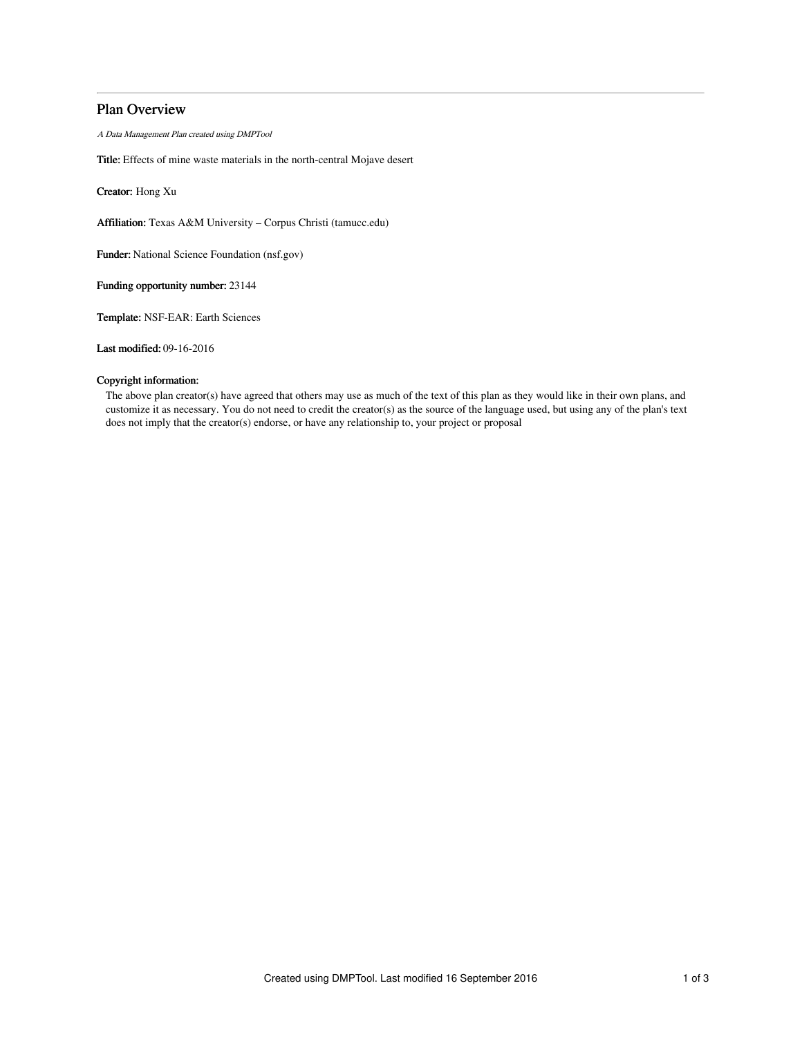# Plan Overview

*A Data Management Plan created using DMPTool*

**Title:** Effects of mine waste materials in the north-central Mojave desert

**Creator:** Hong Xu

**Affiliation:** Texas A&M University – Corpus Christi (tamucc.edu)

**Funder:** National Science Foundation (nsf.gov)

**Funding opportunity number:** 23144

**Template:** NSF-EAR: Earth Sciences

**Last modified:** 09-16-2016

**Copyright information:**

The above plan creator(s) have agreed that others may use as much of the text of this plan as they would like in their own plans, and customize it as necessary. You do not need to credit the creator(s) as the source of the language used, but using any of the plan's text does not imply that the creator(s) endorse, or have any relationship to, your project or proposal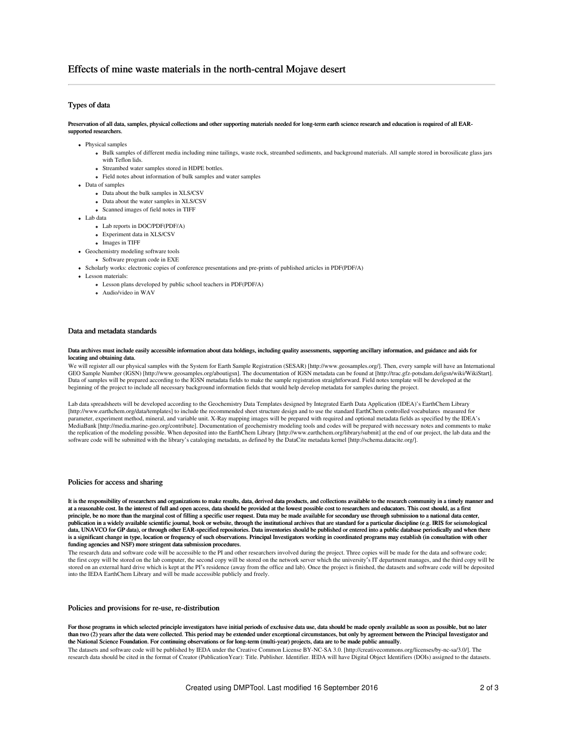# Effects of mine waste materials in the north-central Mojave desert

## Types of data

**Preservation of all data, samples, physical collections and other supporting materials needed for long-term earth science research and education is required of all EAR-supported researchers.**

- Physical samples
  - Bulk samples of different media including mine tailings, waste rock, streambed sediments, and background materials. All sample stored in borosilicate glass jars with Teflon lids.
  - Streambed water samples stored in HDPE bottles.
  - Field notes about information of bulk samples and water samples
- Data of samples
  - Data about the bulk samples in XLS/CSV
  - Data about the water samples in XLS/CSV
  - Scanned images of field notes in TIFF
- Lab data
  - Lab reports in DOC/PDF(PDF/A)
  - Experiment data in XLS/CSV
  - Images in TIFF
- Geochemistry modeling software tools
  - Software program code in EXE
- Scholarly works: electronic copies of conference presentations and pre-prints of published articles in PDF(PDF/A)
- Lesson materials:
  - Lesson plans developed by public school teachers in PDF(PDF/A)
  - Audio/video in WAV

## Data and metadata standards

**Data archives must include easily accessible information about data holdings, including quality assessments, supporting ancillary information, and guidance and aids for locating and obtaining data.**

We will register all our physical samples with the System for Earth Sample Registration (SESAR) [http://www.geosamples.org/]. Then, every sample will have an International GEO Sample Number (IGSN) [http://www.geosamples.org/aboutigsn]. The documentation of IGSN metadata can be found at [http://trac.gfz-potsdam.de/igsn/wiki/WikiStart]. Data of samples will be prepared according to the IGSN metadata fields to make the sample registration straightforward. Field notes template will be developed at the beginning of the project to include all necessary background information fields that would help develop metadata for samples during the project.

Lab data spreadsheets will be developed according to the Geochemistry Data Templates designed by Integrated Earth Data Application (IDEA)'s EarthChem Library [http://www.earthchem.org/data/templates] to include the recommended sheet structure design and to use the standard EarthChem controlled vocabularies measured for parameter, experiment method, mineral, and variable unit. X-Ray mapping images will be prepared with required and optional metadata fields as specified by the IDEA's MediaBank [http://media.marine-geo.org/contribute]. Documentation of geochemistry modeling tools and codes will be prepared with necessary notes and comments to make the replication of the modeling possible. When deposited into the EarthChem Library [http://www.earthchem.org/library/submit] at the end of our project, the lab data and the software code will be submitted with the library's cataloging metadata, as defined by the DataCite metadata kernel [http://schema.datacite.org/].

## Policies for access and sharing

**It is the responsibility of researchers and organizations to make results, data, derived data products, and collections available to the research community in a timely manner and at a reasonable cost. In the interest of full and open access, data should be provided at the lowest possible cost to researchers and educators. This cost should, as a first principle, be no more than the marginal cost of filling a specific user request. Data may be made available for secondary use through submission to a national data center, publication in a widely available scientific journal, book or website, through the institutional archives that are standard for a particular discipline (e.g. IRIS for seismological data, UNAVCO for GP data), or through other EAR-specified repositories. Data inventories should be published or entered into a public database periodically and when there is a significant change in type, location or frequency of such observations. Principal Investigators working in coordinated programs may establish (in consultation with other funding agencies and NSF) more stringent data submission procedures.**

The research data and software code will be accessible to the PI and other researchers involved during the project. Three copies will be made for the data and software code; the first copy will be stored on the lab computer, the second copy will be stored on the network server which the university's IT department manages, and the third copy will be stored on an external hard drive which is kept at the PI's residence (away from the office and lab). Once the project is finished, the datasets and software code will be deposited into the IEDA EarthChem Library and will be made accessible publicly and freely.

## Policies and provisions for re-use, re-distribution

**For those programs in which selected principle investigators have initial periods of exclusive data use, data should be made openly available as soon as possible, but no later than two (2) years after the data were collected. This period may be extended under exceptional circumstances, but only by agreement between the Principal Investigator and the National Science Foundation. For continuing observations or for long-term (multi-year) projects, data are to be made public annually.**

The datasets and software code will be published by IEDA under the Creative Common License BY-NC-SA 3.0. [http://creativecommons.org/licenses/by-nc-sa/3.0/]. The research data should be cited in the format of Creator (PublicationYear): Title. Publisher. Identifier. IEDA will have Digital Object Identifiers (DOIs) assigned to the datasets.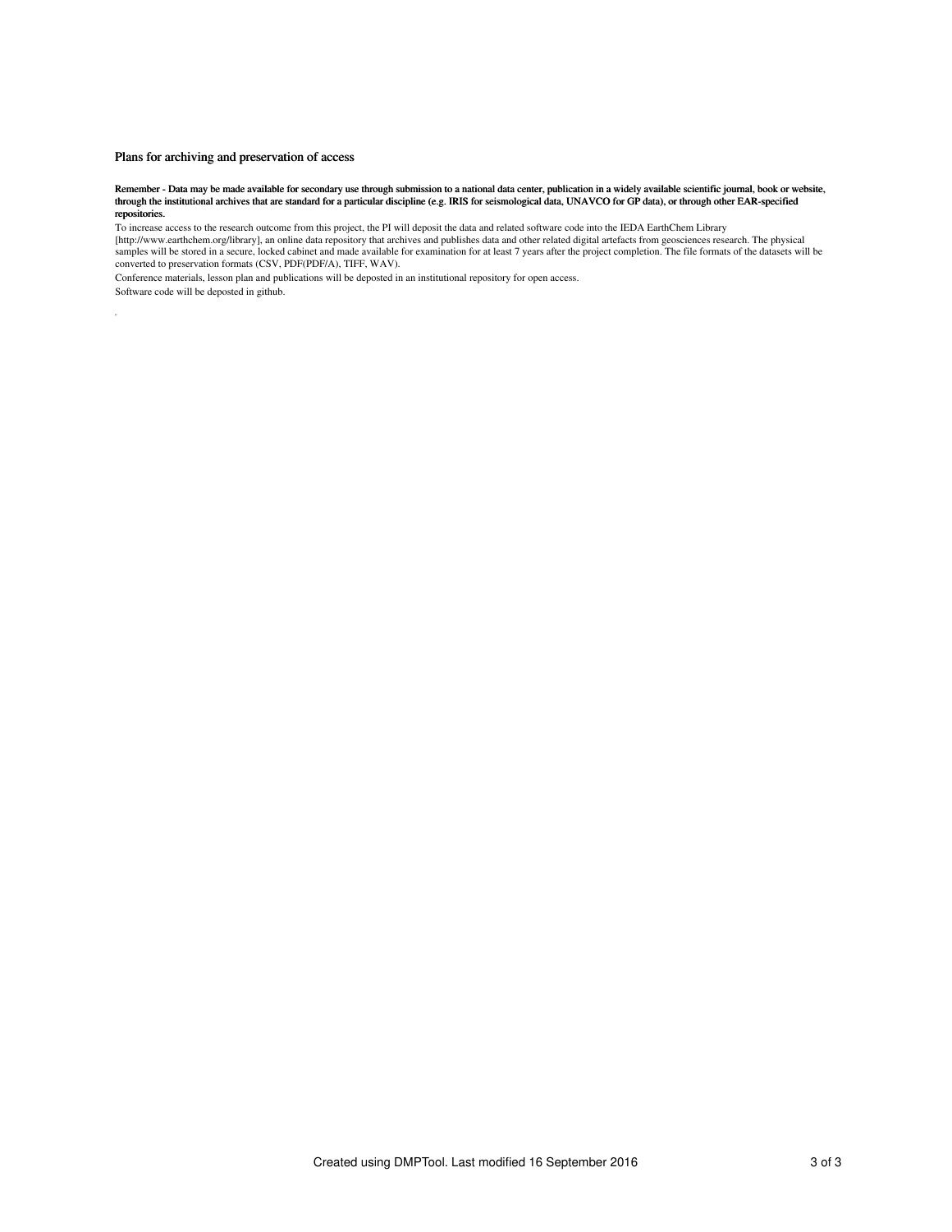### Plans for archiving and preservation of access

**Remember - Data may be made available for secondary use through submission to a national data center, publication in a widely available scientific journal, book or website, through the institutional archives that are standard for a particular discipline (e.g. IRIS for seismological data, UNAVCO for GP data), or through other EAR-specified repositories.**

To increase access to the research outcome from this project, the PI will deposit the data and related software code into the IEDA EarthChem Library [http://www.earthchem.org/library], an online data repository that archives and publishes data and other related digital artefacts from geosciences research. The physical samples will be stored in a secure, locked cabinet and made available for examination for at least 7 years after the project completion. The file formats of the datasets will be converted to preservation formats (CSV, PDF(PDF/A), TIFF, WAV).

Conference materials, lesson plan and publications will be deposted in an institutional repository for open access.

Software code will be deposted in github.